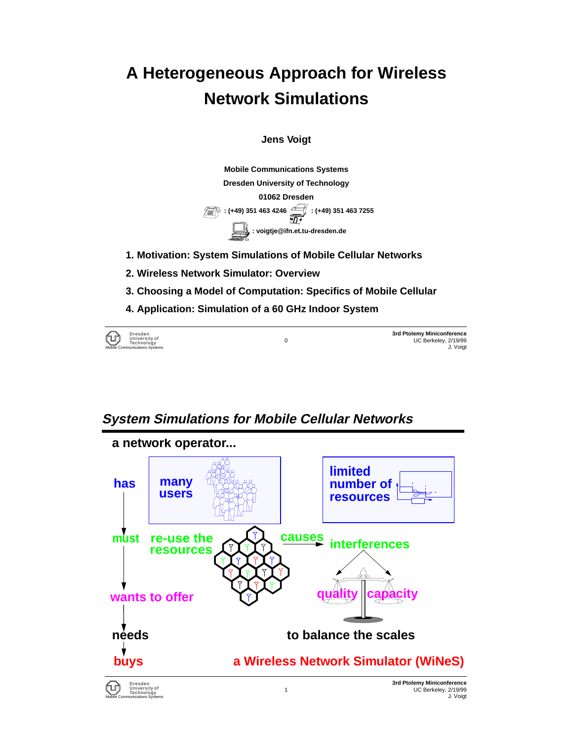# A Heterogeneous Approach for Wireless Network Simulations

**Jens Voigt**

**Mobile Communications Systems**
**Dresden University of Technology**
**01062 Dresden**
**: (+49) 351 463 4246 : (+49) 351 463 7255**
**: voigtje@ifn.et.tu-dresden.de**

1. **Motivation: System Simulations of Mobile Cellular Networks**
2. **Wireless Network Simulator: Overview**
3. **Choosing a Model of Computation: Specifics of Mobile Cellular**
4. **Application: Simulation of a 60 GHz Indoor System**

## *System Simulations for Mobile Cellular Networks*

**a network operator...**

**has** — **many users** — **limited number of resources**

**must** — **re-use the resources** — **causes** → **interferences**

**wants to offer** — **quality** / **capacity**

**needs** — **to balance the scales**

**buys** — **a Wireless Network Simulator (WiNeS)**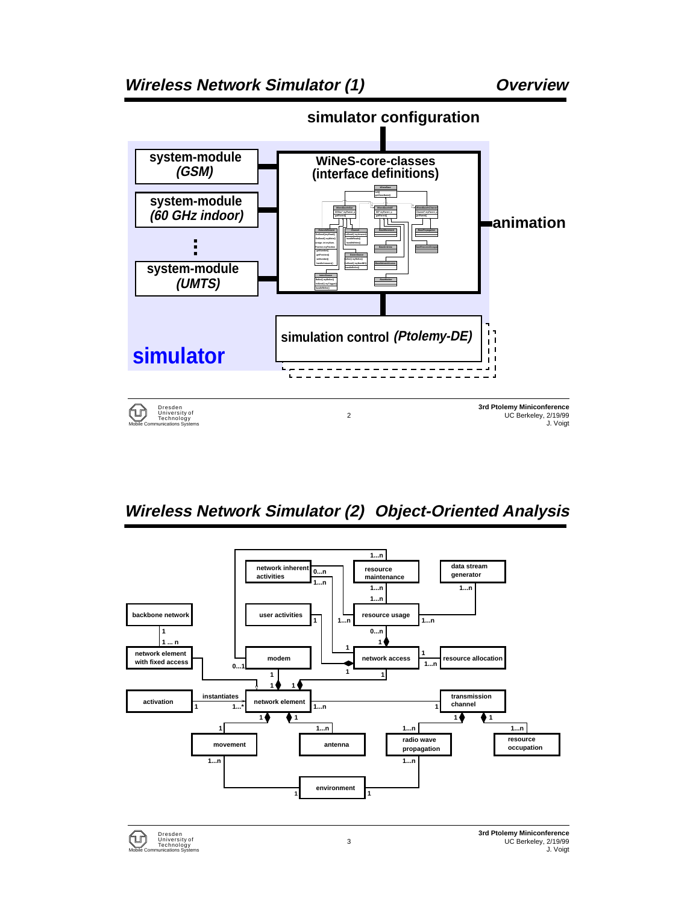## Wireless Network Simulator (1) — Overview

simulator configuration

system-module *(GSM)*

system-module *(60 GHz indoor)*

⋮

system-module *(UMTS)*

WiNeS-core-classes (interface definitions)

animation

simulation control *(Ptolemy-DE)*

simulator

## Wireless Network Simulator (2) — Object-Oriented Analysis

network inherent activities

resource maintenance

data stream generator

backbone network

user activities

resource usage

network element with fixed access

modem

network access

resource allocation

activation

instantiates

network element

transmission channel

movement

antenna

radio wave propagation

resource occupation

environment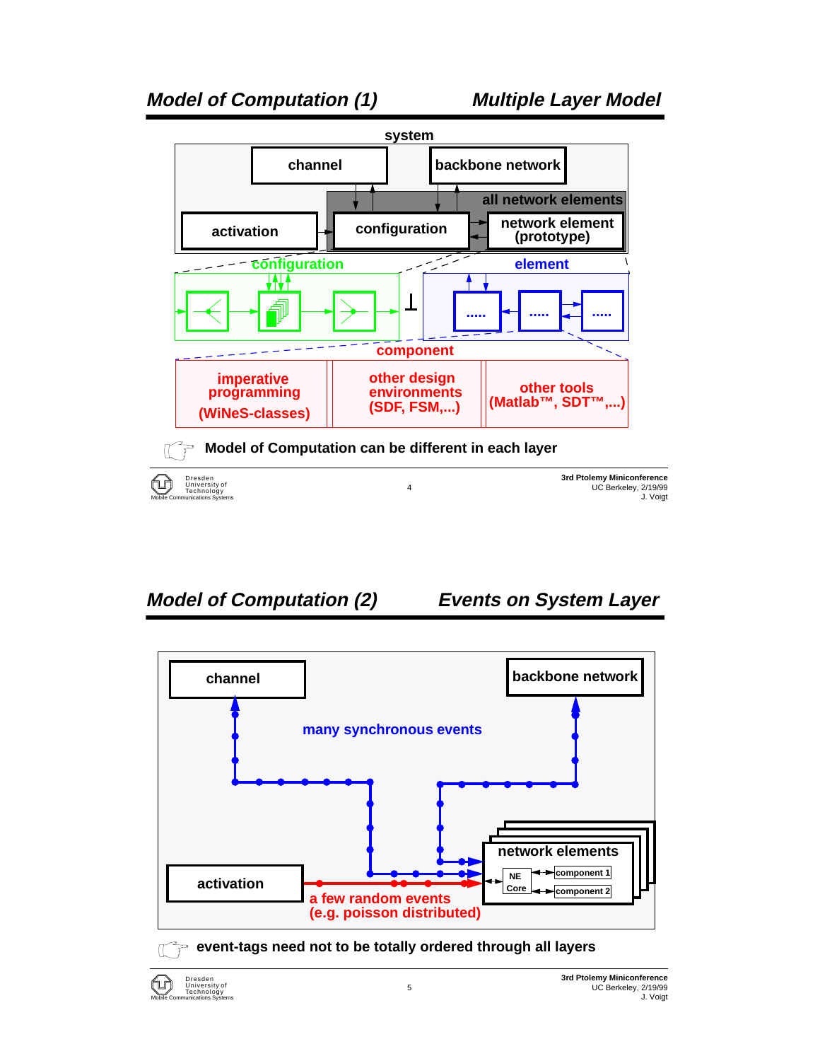## Model of Computation (1) — Multiple Layer Model

system

channel | backbone network

all network elements

activation | configuration | network element (prototype)

configuration | element

component

imperative programming (WiNeS-classes) | other design environments (SDF, FSM,...) | other tools (Matlab™, SDT™,...)

Model of Computation can be different in each layer

## Model of Computation (2) — Events on System Layer

channel | backbone network

many synchronous events

network elements

NE Core | component 1 | component 2

activation

a few random events (e.g. poisson distributed)

event-tags need not to be totally ordered through all layers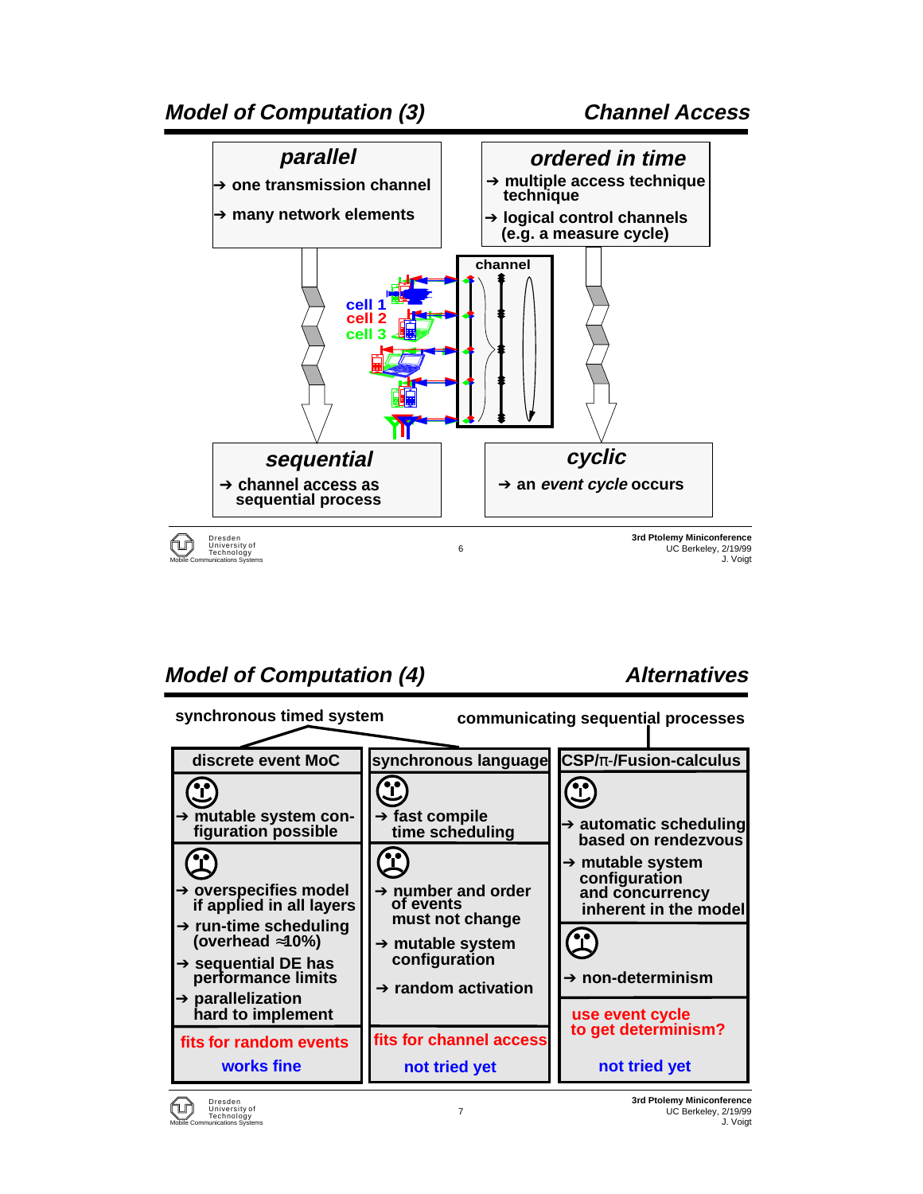## Model of Computation (3) — Channel Access

**parallel**
- → one transmission channel
- → many network elements

**ordered in time**
- → multiple access technique
- → logical control channels (e.g. a measure cycle)

channel

cell 1
cell 2
cell 3

**sequential**
- → channel access as sequential process

**cyclic**
- → an *event cycle* occurs

## Model of Computation (4) — Alternatives

**synchronous timed system** — **communicating sequential processes**

| discrete event MoC | synchronous language | CSP/π-/Fusion-calculus |
|---|---|---|
| ☺ → mutable system configuration possible | ☺ → fast compile time scheduling | ☺ → automatic scheduling based on rendezvous → mutable system configuration and concurrency inherent in the model |
| ☹ → overspecifies model if applied in all layers → run-time scheduling (overhead ≈10%) → sequential DE has performance limits → parallelization hard to implement | ☹ → number and order of events must not change → mutable system configuration → random activation | ☹ → non-determinism |
| fits for random events — works fine | fits for channel access — not tried yet | use event cycle to get determinism? — not tried yet |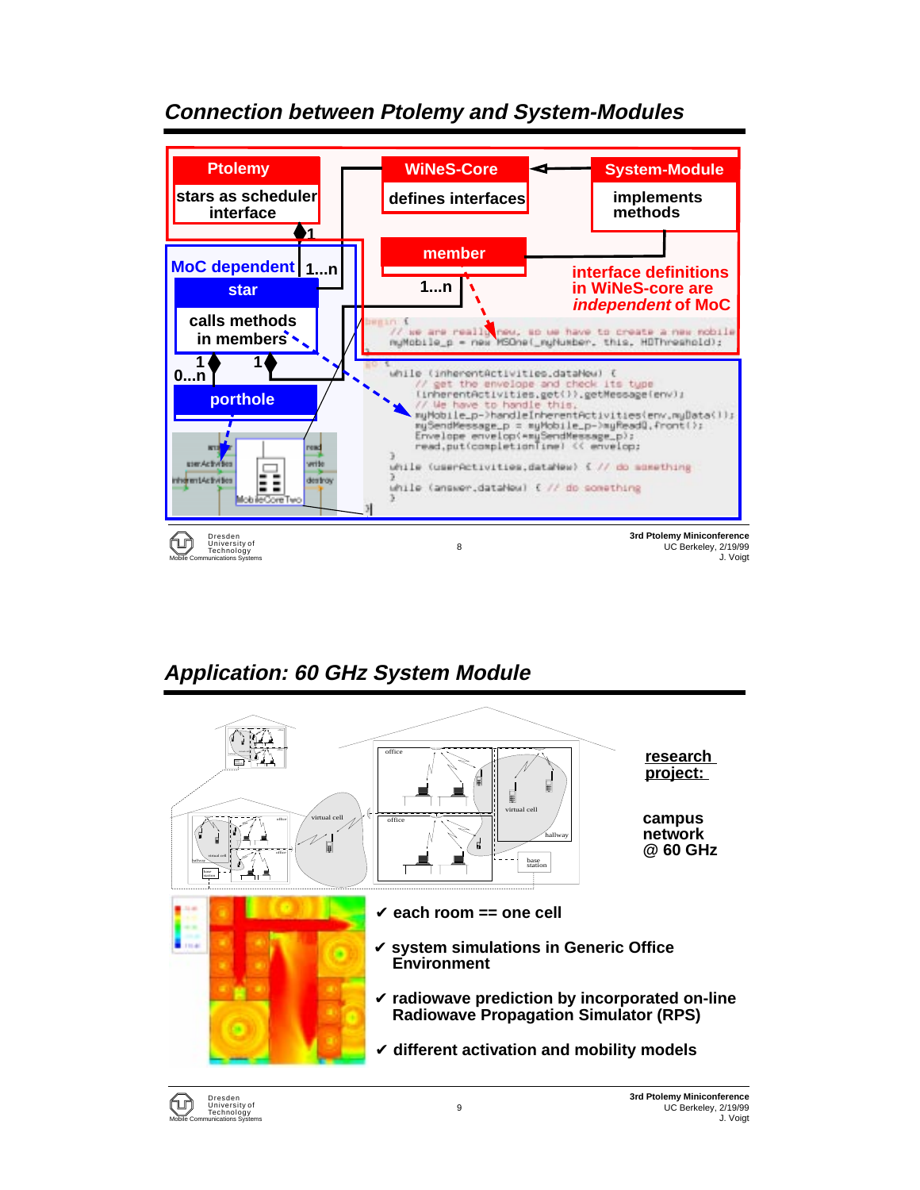## *Connection between Ptolemy and System-Modules*

**Ptolemy**

**stars as scheduler interface**

**WiNeS-Core**

**defines interfaces**

**System-Module**

**implements methods**

**MoC dependent**

**star**

**calls methods in members**

**porthole**

**member**

**interface definitions in WiNeS-core are *independent* of MoC**

1, 1...n, 1...n, 1, 1, 0...n

```
begin {
  // we are really new, so we have to create a new mobile
  myMobile_p = new MSOne(_myNumber, this, HOThreshold);
}
go {
  while (inherentActivities.dataNew) {
    // get the envelope and check its type
    (inherentActivities.get()).getMessage(env);
    // We have to handle this.
    myMobile_p->handleInherentActivities(env.myData());
    mySendMessage_p = myMobile_p->myReadQ.front();
    Envelope envelop(*mySendMessage_p);
    read.put(completionTime) << envelop;
  }
  while (userActivities.dataNew) { // do something
  }
  while (answer.dataNew) { // do something
  }
}
```

## *Application: 60 GHz System Module*

**research project:**

**campus network @ 60 GHz**

- ✔ **each room == one cell**
- ✔ **system simulations in Generic Office Environment**
- ✔ **radiowave prediction by incorporated on-line Radiowave Propagation Simulator (RPS)**
- ✔ **different activation and mobility models**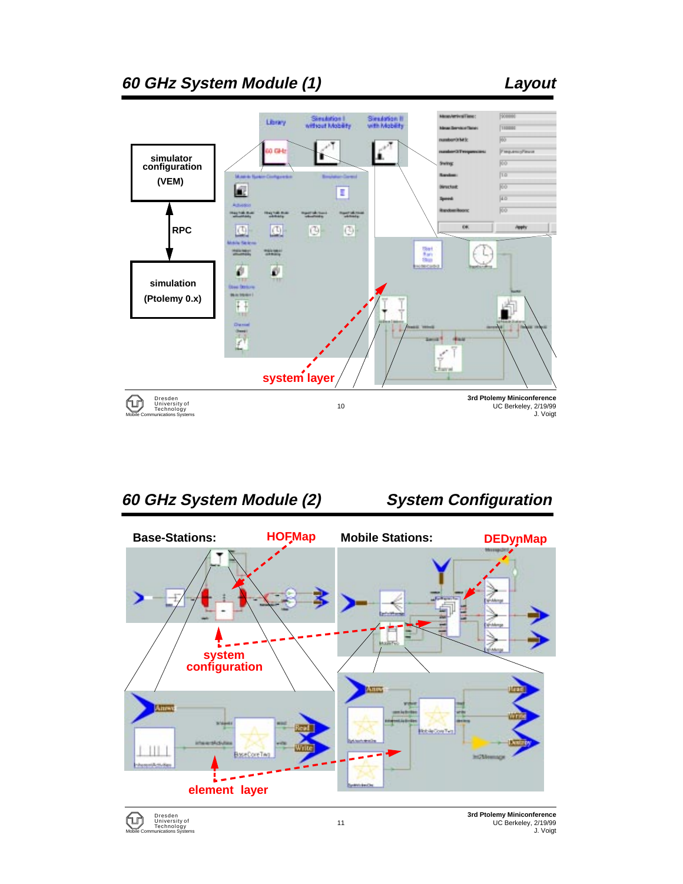## 60 GHz System Module (1) — Layout

simulator configuration (VEM)

RPC

simulation (Ptolemy 0.x)

system layer

## 60 GHz System Module (2) — System Configuration

**Base-Stations:** HOFMap

**Mobile Stations:** DEDynMap

system configuration

element layer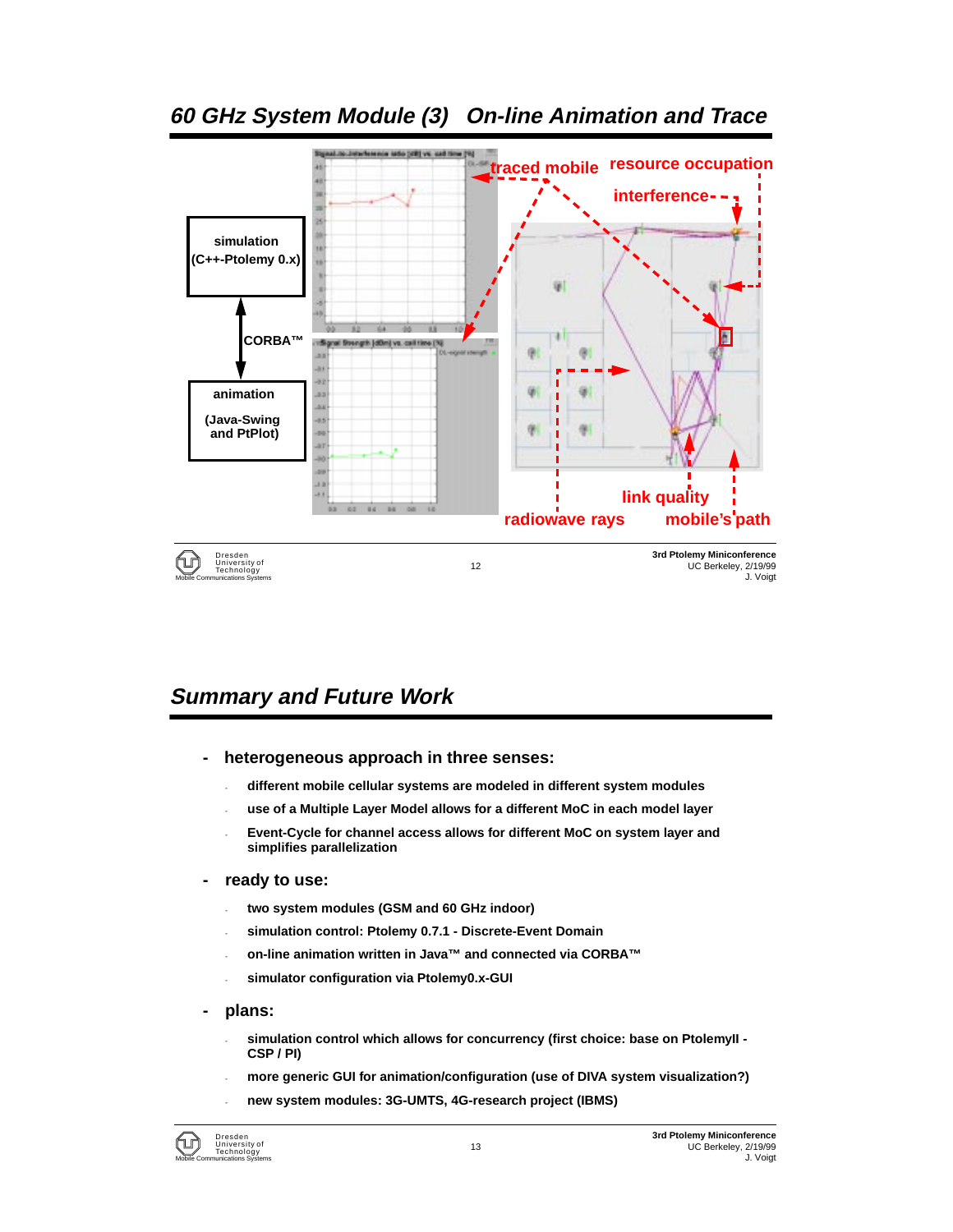## *60 GHz System Module (3) On-line Animation and Trace*

simulation (C++-Ptolemy 0.x)

CORBA™

animation (Java-Swing and PtPlot)

traced mobile

resource occupation

interference

link quality

radiowave rays

mobile's path

## *Summary and Future Work*

- **heterogeneous approach in three senses:**
  - **different mobile cellular systems are modeled in different system modules**
  - **use of a Multiple Layer Model allows for a different MoC in each model layer**
  - **Event-Cycle for channel access allows for different MoC on system layer and simplifies parallelization**
- **ready to use:**
  - **two system modules (GSM and 60 GHz indoor)**
  - **simulation control: Ptolemy 0.7.1 - Discrete-Event Domain**
  - **on-line animation written in Java™ and connected via CORBA™**
  - **simulator configuration via Ptolemy0.x-GUI**
- **plans:**
  - **simulation control which allows for concurrency (first choice: base on PtolemyII - CSP / PI)**
  - **more generic GUI for animation/configuration (use of DIVA system visualization?)**
  - **new system modules: 3G-UMTS, 4G-research project (IBMS)**